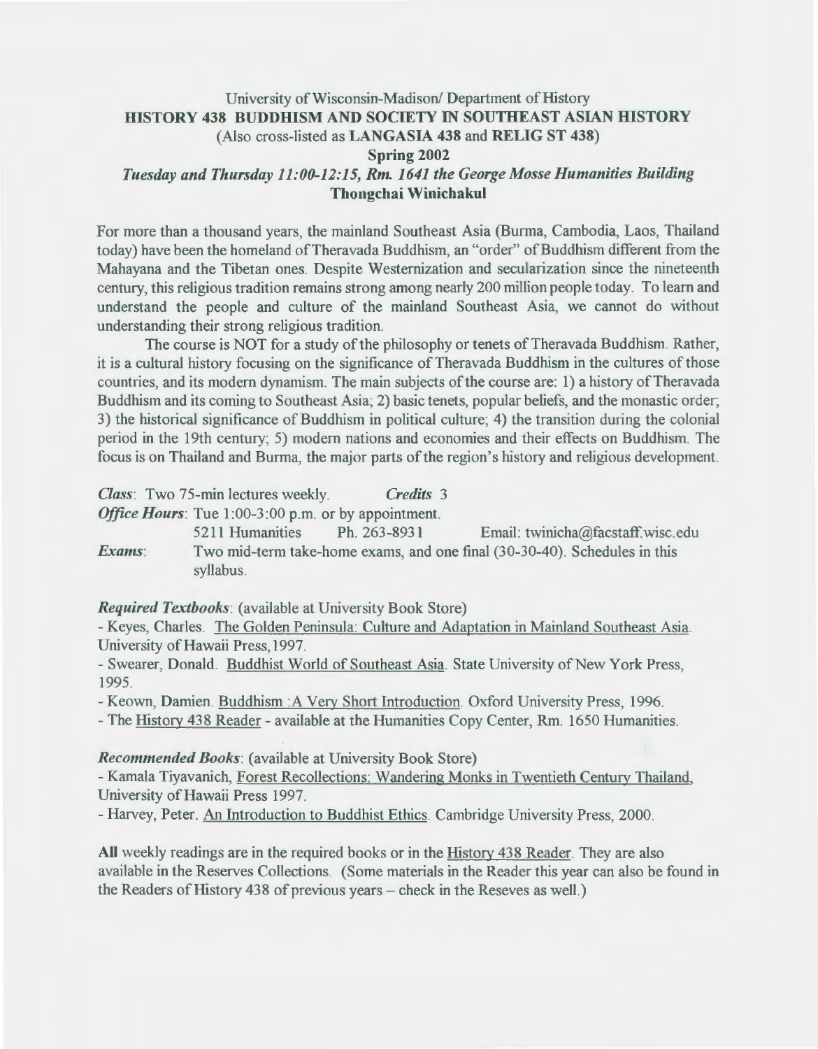University of Wisconsin-Madison/ Department of History

**HISTORY 438 BUDDHISM AND SOCIETY IN SOUTHEAST ASIAN HISTORY**

(Also cross-listed as **LANGASIA 438** and **RELIG ST 438**)

**Spring 2002**

***Tuesday and Thursday 11:00-12:15, Rm. 1641 the George Mosse Humanities Building***

**Thongchai Winichakul**

For more than a thousand years, the mainland Southeast Asia (Burma, Cambodia, Laos, Thailand today) have been the homeland of Theravada Buddhism, an "order" of Buddhism different from the Mahayana and the Tibetan ones. Despite Westernization and secularization since the nineteenth century, this religious tradition remains strong among nearly 200 million people today. To learn and understand the people and culture of the mainland Southeast Asia, we cannot do without understanding their strong religious tradition.

The course is NOT for a study of the philosophy or tenets of Theravada Buddhism. Rather, it is a cultural history focusing on the significance of Theravada Buddhism in the cultures of those countries, and its modern dynamism. The main subjects of the course are: 1) a history of Theravada Buddhism and its coming to Southeast Asia; 2) basic tenets, popular beliefs, and the monastic order; 3) the historical significance of Buddhism in political culture; 4) the transition during the colonial period in the 19th century; 5) modern nations and economies and their effects on Buddhism. The focus is on Thailand and Burma, the major parts of the region's history and religious development.

***Class***: Two 75-min lectures weekly. ***Credits*** 3

***Office Hours***: Tue 1:00-3:00 p.m. or by appointment.
5211 Humanities Ph. 263-8931 Email: twinicha@facstaff.wisc.edu

***Exams***: Two mid-term take-home exams, and one final (30-30-40). Schedules in this syllabus.

***Required Textbooks***: (available at University Book Store)

- Keyes, Charles. The Golden Peninsula: Culture and Adaptation in Mainland Southeast Asia. University of Hawaii Press, 1997.
- Swearer, Donald. Buddhist World of Southeast Asia. State University of New York Press, 1995.
- Keown, Damien. Buddhism :A Very Short Introduction. Oxford University Press, 1996.
- The History 438 Reader - available at the Humanities Copy Center, Rm. 1650 Humanities.

***Recommended Books***: (available at University Book Store)

- Kamala Tiyavanich, Forest Recollections: Wandering Monks in Twentieth Century Thailand, University of Hawaii Press 1997.
- Harvey, Peter. An Introduction to Buddhist Ethics. Cambridge University Press, 2000.

**All** weekly readings are in the required books or in the History 438 Reader. They are also available in the Reserves Collections. (Some materials in the Reader this year can also be found in the Readers of History 438 of previous years – check in the Reseves as well.)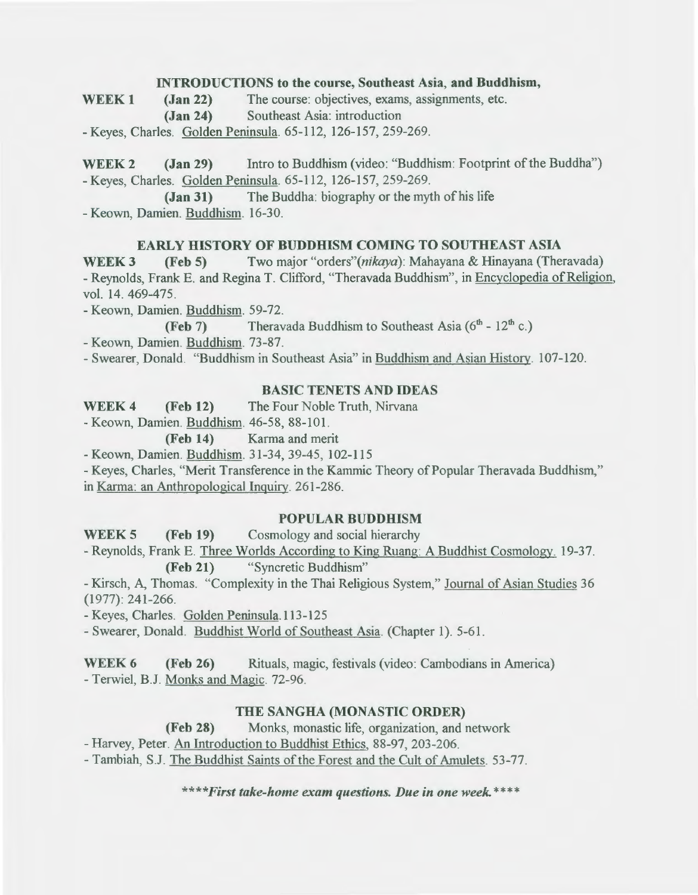## INTRODUCTIONS to the course, Southeast Asia, and Buddhism,

**WEEK 1** **(Jan 22)** The course: objectives, exams, assignments, etc.
**(Jan 24)** Southeast Asia: introduction

- Keyes, Charles. Golden Peninsula. 65-112, 126-157, 259-269.

**WEEK 2** **(Jan 29)** Intro to Buddhism (video: "Buddhism: Footprint of the Buddha")

- Keyes, Charles. Golden Peninsula. 65-112, 126-157, 259-269.

**(Jan 31)** The Buddha: biography or the myth of his life

- Keown, Damien. Buddhism. 16-30.

## EARLY HISTORY OF BUDDHISM COMING TO SOUTHEAST ASIA

**WEEK 3** **(Feb 5)** Two major "orders"(*nikaya*): Mahayana & Hinayana (Theravada)

- Reynolds, Frank E. and Regina T. Clifford, "Theravada Buddhism", in Encyclopedia of Religion, vol. 14. 469-475.
- Keown, Damien. Buddhism. 59-72.

**(Feb 7)** Theravada Buddhism to Southeast Asia ($6^{th}$ - $12^{th}$ c.)

- Keown, Damien. Buddhism. 73-87.
- Swearer, Donald. "Buddhism in Southeast Asia" in Buddhism and Asian History. 107-120.

## BASIC TENETS AND IDEAS

**WEEK 4** **(Feb 12)** The Four Noble Truth, Nirvana

- Keown, Damien. Buddhism. 46-58, 88-101.

**(Feb 14)** Karma and merit

- Keown, Damien. Buddhism. 31-34, 39-45, 102-115
- Keyes, Charles, "Merit Transference in the Kammic Theory of Popular Theravada Buddhism," in Karma: an Anthropological Inquiry. 261-286.

## POPULAR BUDDHISM

**WEEK 5** **(Feb 19)** Cosmology and social hierarchy

- Reynolds, Frank E. Three Worlds According to King Ruang: A Buddhist Cosmology. 19-37.

**(Feb 21)** "Syncretic Buddhism"

- Kirsch, A, Thomas. "Complexity in the Thai Religious System," Journal of Asian Studies 36 (1977): 241-266.
- Keyes, Charles. Golden Peninsula.113-125
- Swearer, Donald. Buddhist World of Southeast Asia. (Chapter 1). 5-61.

**WEEK 6** **(Feb 26)** Rituals, magic, festivals (video: Cambodians in America)

- Terwiel, B.J. Monks and Magic. 72-96.

## THE SANGHA (MONASTIC ORDER)

**(Feb 28)** Monks, monastic life, organization, and network

- Harvey, Peter. An Introduction to Buddhist Ethics, 88-97, 203-206.
- Tambiah, S.J. The Buddhist Saints of the Forest and the Cult of Amulets. 53-77.

***\*\*\*\*First take-home exam questions. Due in one week.\*\*\*\****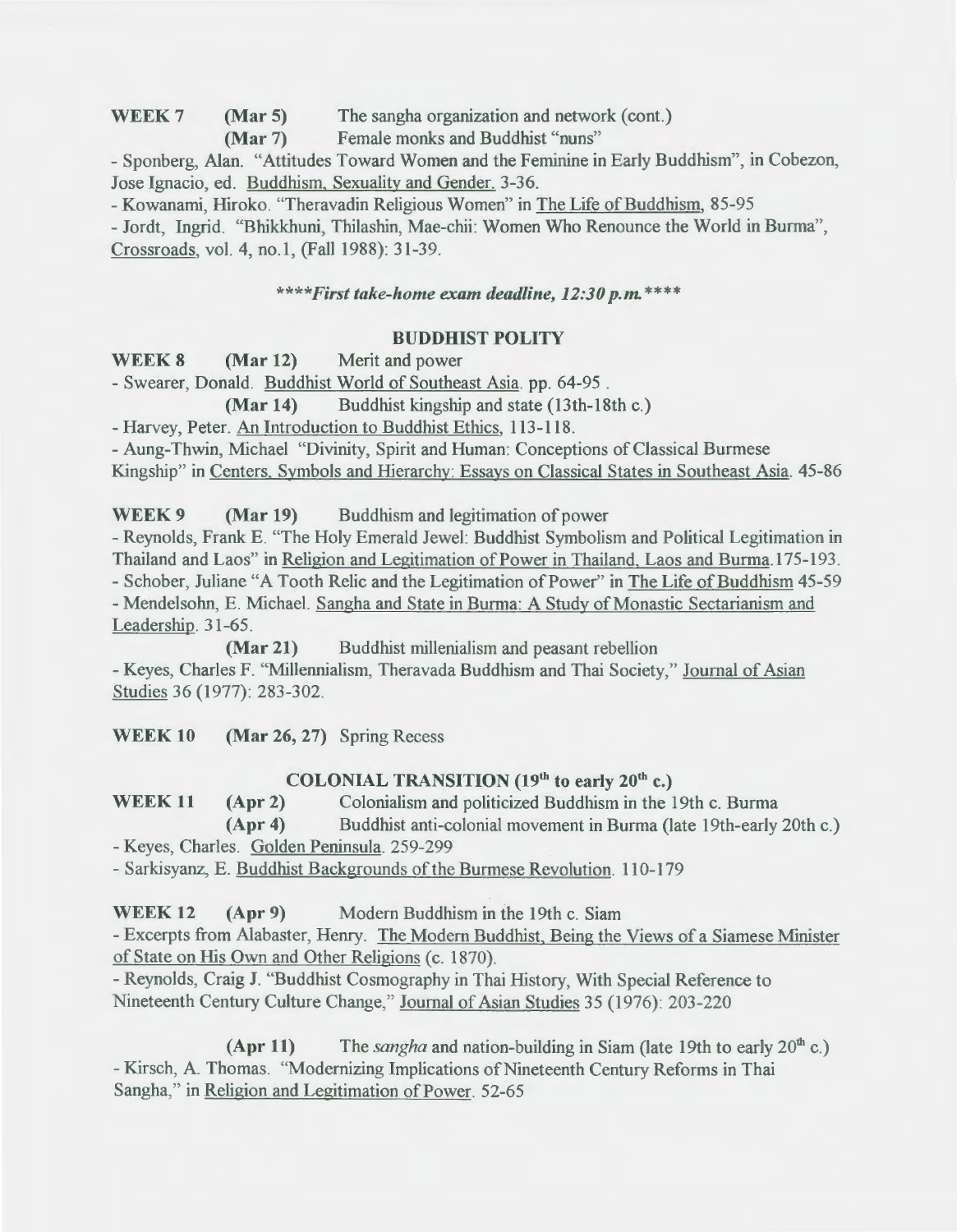**WEEK 7** **(Mar 5)** The sangha organization and network (cont.)

**(Mar 7)** Female monks and Buddhist "nuns"

- Sponberg, Alan. "Attitudes Toward Women and the Feminine in Early Buddhism", in Cobezon, Jose Ignacio, ed. Buddhism, Sexuality and Gender. 3-36.
- Kowanami, Hiroko. "Theravadin Religious Women" in The Life of Buddhism, 85-95
- Jordt, Ingrid. "Bhikkhuni, Thilashin, Mae-chii: Women Who Renounce the World in Burma", Crossroads, vol. 4, no.1, (Fall 1988): 31-39.

*\*\*\*\*First take-home exam deadline, 12:30 p.m.\*\*\*\**

## BUDDHIST POLITY

**WEEK 8** **(Mar 12)** Merit and power

- Swearer, Donald. Buddhist World of Southeast Asia. pp. 64-95 .

**(Mar 14)** Buddhist kingship and state (13th-18th c.)

- Harvey, Peter. An Introduction to Buddhist Ethics, 113-118.
- Aung-Thwin, Michael "Divinity, Spirit and Human: Conceptions of Classical Burmese Kingship" in Centers, Symbols and Hierarchy: Essays on Classical States in Southeast Asia. 45-86

**WEEK 9** **(Mar 19)** Buddhism and legitimation of power

- Reynolds, Frank E. "The Holy Emerald Jewel: Buddhist Symbolism and Political Legitimation in Thailand and Laos" in Religion and Legitimation of Power in Thailand, Laos and Burma.175-193.
- Schober, Juliane "A Tooth Relic and the Legitimation of Power" in The Life of Buddhism 45-59
- Mendelsohn, E. Michael. Sangha and State in Burma: A Study of Monastic Sectarianism and Leadership. 31-65.

**(Mar 21)** Buddhist millenialism and peasant rebellion

- Keyes, Charles F. "Millennialism, Theravada Buddhism and Thai Society," Journal of Asian Studies 36 (1977): 283-302.

**WEEK 10** **(Mar 26, 27)** Spring Recess

## COLONIAL TRANSITION (19th to early 20th c.)

**WEEK 11** **(Apr 2)** Colonialism and politicized Buddhism in the 19th c. Burma

**(Apr 4)** Buddhist anti-colonial movement in Burma (late 19th-early 20th c.)

- Keyes, Charles. Golden Peninsula. 259-299
- Sarkisyanz, E. Buddhist Backgrounds of the Burmese Revolution. 110-179

**WEEK 12** **(Apr 9)** Modern Buddhism in the 19th c. Siam

- Excerpts from Alabaster, Henry. The Modern Buddhist, Being the Views of a Siamese Minister of State on His Own and Other Religions (c. 1870).
- Reynolds, Craig J. "Buddhist Cosmography in Thai History, With Special Reference to Nineteenth Century Culture Change," Journal of Asian Studies 35 (1976): 203-220

**(Apr 11)** The *sangha* and nation-building in Siam (late 19th to early 20th c.)

- Kirsch, A. Thomas. "Modernizing Implications of Nineteenth Century Reforms in Thai Sangha," in Religion and Legitimation of Power. 52-65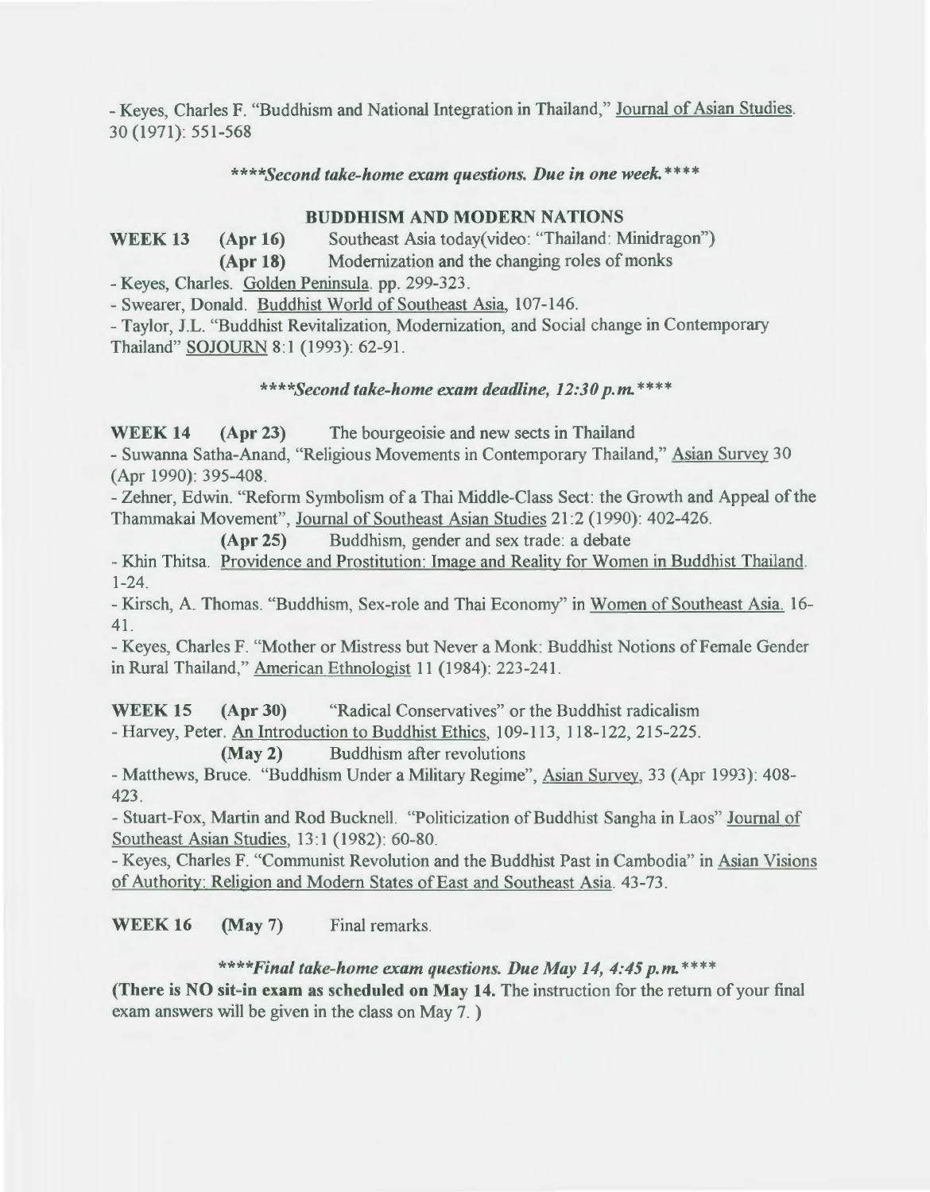- Keyes, Charles F. "Buddhism and National Integration in Thailand," Journal of Asian Studies. 30 (1971): 551-568

***\*\*\*\*Second take-home exam questions. Due in one week.\*\*\*\****

## BUDDHISM AND MODERN NATIONS

**WEEK 13** **(Apr 16)** Southeast Asia today(video: "Thailand: Minidragon")

**(Apr 18)** Modernization and the changing roles of monks

- Keyes, Charles. Golden Peninsula. pp. 299-323.
- Swearer, Donald. Buddhist World of Southeast Asia, 107-146.
- Taylor, J.L. "Buddhist Revitalization, Modernization, and Social change in Contemporary Thailand" SOJOURN 8:1 (1993): 62-91.

***\*\*\*\*Second take-home exam deadline, 12:30 p.m.\*\*\*\****

**WEEK 14** **(Apr 23)** The bourgeoisie and new sects in Thailand

- Suwanna Satha-Anand, "Religious Movements in Contemporary Thailand," Asian Survey 30 (Apr 1990): 395-408.
- Zehner, Edwin. "Reform Symbolism of a Thai Middle-Class Sect: the Growth and Appeal of the Thammakai Movement", Journal of Southeast Asian Studies 21:2 (1990): 402-426.

**(Apr 25)** Buddhism, gender and sex trade: a debate

- Khin Thitsa. Providence and Prostitution: Image and Reality for Women in Buddhist Thailand. 1-24.
- Kirsch, A. Thomas. "Buddhism, Sex-role and Thai Economy" in Women of Southeast Asia. 16-41.
- Keyes, Charles F. "Mother or Mistress but Never a Monk: Buddhist Notions of Female Gender in Rural Thailand," American Ethnologist 11 (1984): 223-241.

**WEEK 15** **(Apr 30)** "Radical Conservatives" or the Buddhist radicalism

- Harvey, Peter. An Introduction to Buddhist Ethics, 109-113, 118-122, 215-225.

**(May 2)** Buddhism after revolutions

- Matthews, Bruce. "Buddhism Under a Military Regime", Asian Survey, 33 (Apr 1993): 408-423.
- Stuart-Fox, Martin and Rod Bucknell. "Politicization of Buddhist Sangha in Laos" Journal of Southeast Asian Studies, 13:1 (1982): 60-80.
- Keyes, Charles F. "Communist Revolution and the Buddhist Past in Cambodia" in Asian Visions of Authority: Religion and Modern States of East and Southeast Asia. 43-73.

**WEEK 16** **(May 7)** Final remarks.

***\*\*\*\*Final take-home exam questions. Due May 14, 4:45 p.m.\*\*\*\****

**(There is NO sit-in exam as scheduled on May 14.** The instruction for the return of your final exam answers will be given in the class on May 7. )